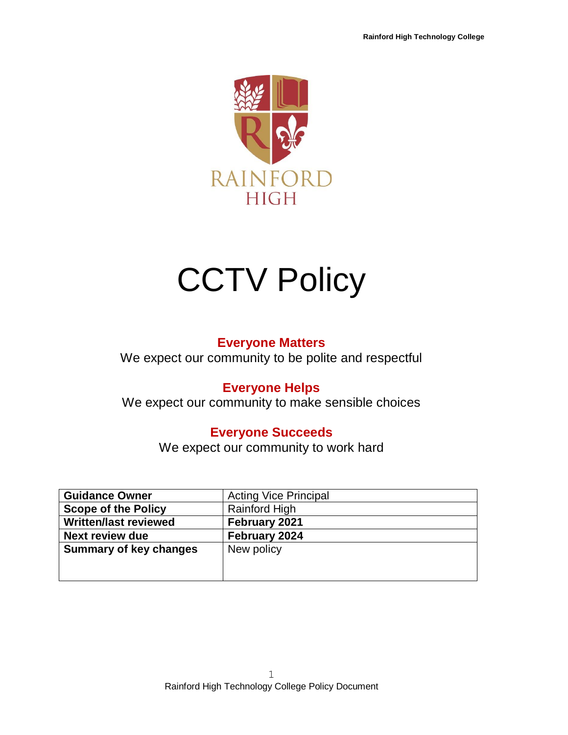RAINFORD HIGH

# CCTV Policy

**Everyone Matters**
We expect our community to be polite and respectful

**Everyone Helps**
We expect our community to make sensible choices

**Everyone Succeeds**
We expect our community to work hard

| **Guidance Owner** | Acting Vice Principal |
|---|---|
| **Scope of the Policy** | Rainford High |
| **Written/last reviewed** | **February 2021** |
| **Next review due** | **February 2024** |
| **Summary of key changes** | New policy |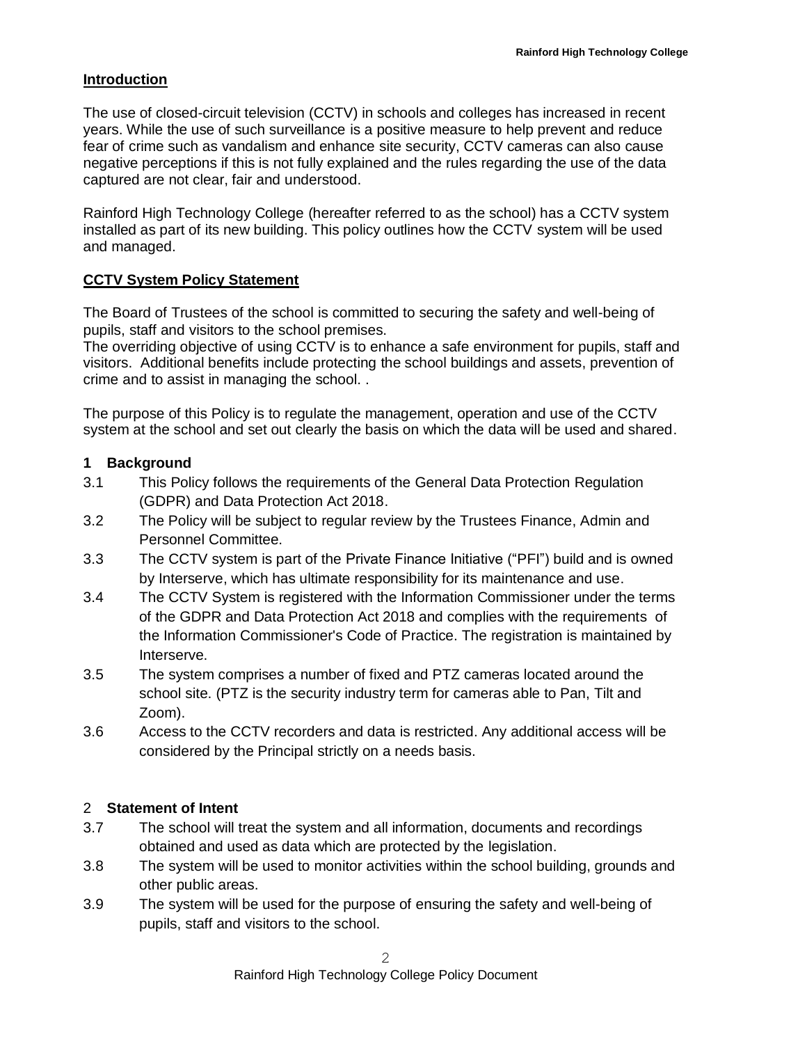## Introduction

The use of closed-circuit television (CCTV) in schools and colleges has increased in recent years. While the use of such surveillance is a positive measure to help prevent and reduce fear of crime such as vandalism and enhance site security, CCTV cameras can also cause negative perceptions if this is not fully explained and the rules regarding the use of the data captured are not clear, fair and understood.

Rainford High Technology College (hereafter referred to as the school) has a CCTV system installed as part of its new building. This policy outlines how the CCTV system will be used and managed.

## CCTV System Policy Statement

The Board of Trustees of the school is committed to securing the safety and well-being of pupils, staff and visitors to the school premises.
The overriding objective of using CCTV is to enhance a safe environment for pupils, staff and visitors. Additional benefits include protecting the school buildings and assets, prevention of crime and to assist in managing the school. .

The purpose of this Policy is to regulate the management, operation and use of the CCTV system at the school and set out clearly the basis on which the data will be used and shared.

### 1 Background

3.1 This Policy follows the requirements of the General Data Protection Regulation (GDPR) and Data Protection Act 2018.

3.2 The Policy will be subject to regular review by the Trustees Finance, Admin and Personnel Committee.

3.3 The CCTV system is part of the Private Finance Initiative ("PFI") build and is owned by Interserve, which has ultimate responsibility for its maintenance and use.

3.4 The CCTV System is registered with the Information Commissioner under the terms of the GDPR and Data Protection Act 2018 and complies with the requirements of the Information Commissioner's Code of Practice. The registration is maintained by Interserve.

3.5 The system comprises a number of fixed and PTZ cameras located around the school site. (PTZ is the security industry term for cameras able to Pan, Tilt and Zoom).

3.6 Access to the CCTV recorders and data is restricted. Any additional access will be considered by the Principal strictly on a needs basis.

### 2 Statement of Intent

3.7 The school will treat the system and all information, documents and recordings obtained and used as data which are protected by the legislation.

3.8 The system will be used to monitor activities within the school building, grounds and other public areas.

3.9 The system will be used for the purpose of ensuring the safety and well-being of pupils, staff and visitors to the school.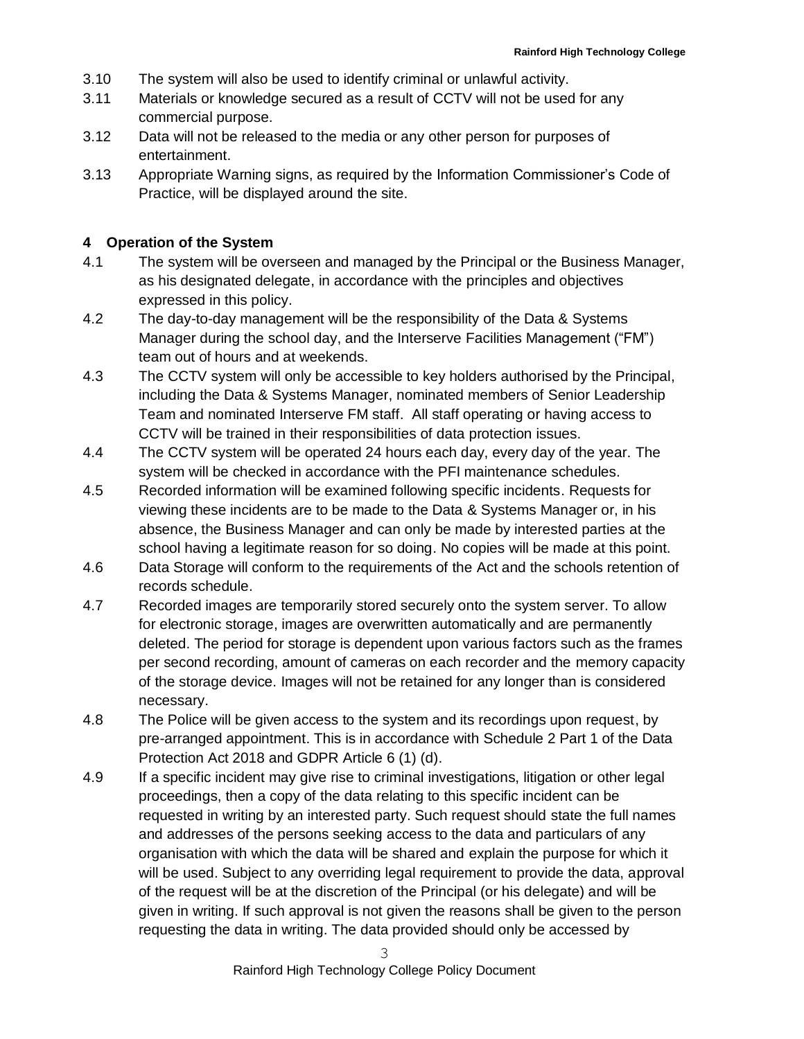3.10 The system will also be used to identify criminal or unlawful activity.

3.11 Materials or knowledge secured as a result of CCTV will not be used for any commercial purpose.

3.12 Data will not be released to the media or any other person for purposes of entertainment.

3.13 Appropriate Warning signs, as required by the Information Commissioner's Code of Practice, will be displayed around the site.

## 4 Operation of the System

4.1 The system will be overseen and managed by the Principal or the Business Manager, as his designated delegate, in accordance with the principles and objectives expressed in this policy.

4.2 The day-to-day management will be the responsibility of the Data & Systems Manager during the school day, and the Interserve Facilities Management ("FM") team out of hours and at weekends.

4.3 The CCTV system will only be accessible to key holders authorised by the Principal, including the Data & Systems Manager, nominated members of Senior Leadership Team and nominated Interserve FM staff. All staff operating or having access to CCTV will be trained in their responsibilities of data protection issues.

4.4 The CCTV system will be operated 24 hours each day, every day of the year. The system will be checked in accordance with the PFI maintenance schedules.

4.5 Recorded information will be examined following specific incidents. Requests for viewing these incidents are to be made to the Data & Systems Manager or, in his absence, the Business Manager and can only be made by interested parties at the school having a legitimate reason for so doing. No copies will be made at this point.

4.6 Data Storage will conform to the requirements of the Act and the schools retention of records schedule.

4.7 Recorded images are temporarily stored securely onto the system server. To allow for electronic storage, images are overwritten automatically and are permanently deleted. The period for storage is dependent upon various factors such as the frames per second recording, amount of cameras on each recorder and the memory capacity of the storage device. Images will not be retained for any longer than is considered necessary.

4.8 The Police will be given access to the system and its recordings upon request, by pre-arranged appointment. This is in accordance with Schedule 2 Part 1 of the Data Protection Act 2018 and GDPR Article 6 (1) (d).

4.9 If a specific incident may give rise to criminal investigations, litigation or other legal proceedings, then a copy of the data relating to this specific incident can be requested in writing by an interested party. Such request should state the full names and addresses of the persons seeking access to the data and particulars of any organisation with which the data will be shared and explain the purpose for which it will be used. Subject to any overriding legal requirement to provide the data, approval of the request will be at the discretion of the Principal (or his delegate) and will be given in writing. If such approval is not given the reasons shall be given to the person requesting the data in writing. The data provided should only be accessed by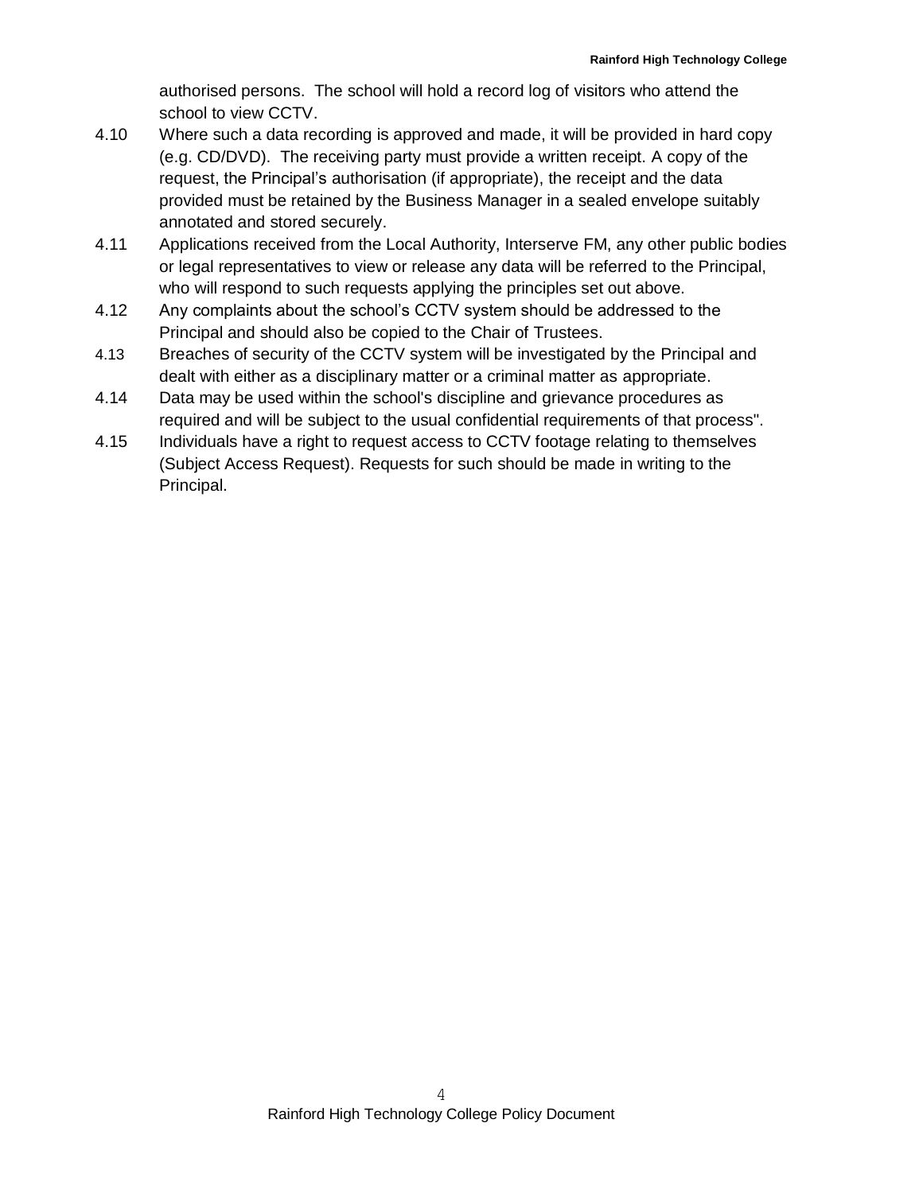authorised persons. The school will hold a record log of visitors who attend the school to view CCTV.

4.10 Where such a data recording is approved and made, it will be provided in hard copy (e.g. CD/DVD). The receiving party must provide a written receipt. A copy of the request, the Principal's authorisation (if appropriate), the receipt and the data provided must be retained by the Business Manager in a sealed envelope suitably annotated and stored securely.

4.11 Applications received from the Local Authority, Interserve FM, any other public bodies or legal representatives to view or release any data will be referred to the Principal, who will respond to such requests applying the principles set out above.

4.12 Any complaints about the school's CCTV system should be addressed to the Principal and should also be copied to the Chair of Trustees.

4.13 Breaches of security of the CCTV system will be investigated by the Principal and dealt with either as a disciplinary matter or a criminal matter as appropriate.

4.14 Data may be used within the school's discipline and grievance procedures as required and will be subject to the usual confidential requirements of that process".

4.15 Individuals have a right to request access to CCTV footage relating to themselves (Subject Access Request). Requests for such should be made in writing to the Principal.